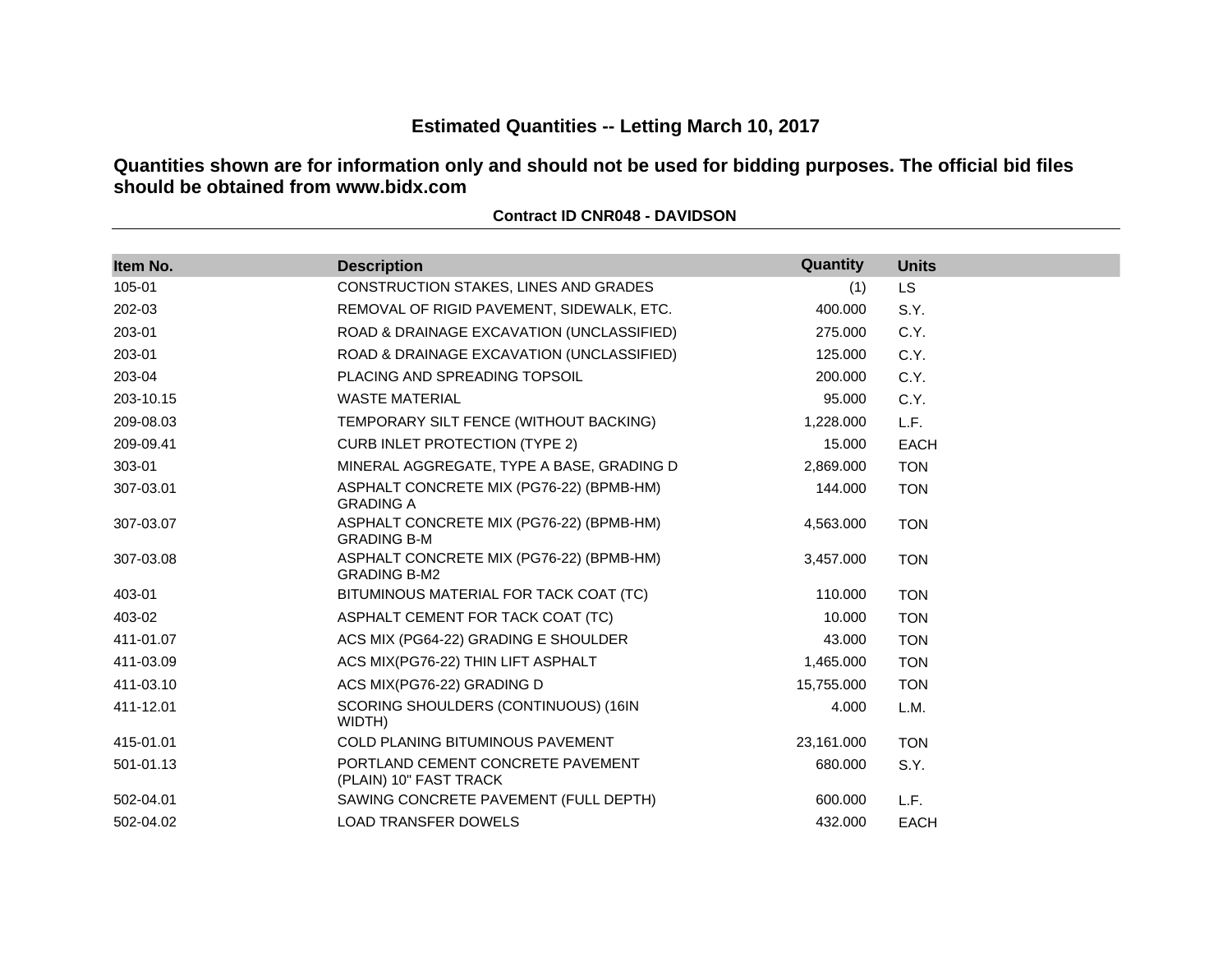# Estimated Quantities -- Letting March 10, 2017

## Quantities shown are for information only and should not be used for bidding purposes. The official bid files should be obtained from www.bidx.com

**Contract ID CNR048 - DAVIDSON**

| Item No. | Description | Quantity | Units |
|---|---|---|---|
| 105-01 | CONSTRUCTION STAKES, LINES AND GRADES | (1) | LS |
| 202-03 | REMOVAL OF RIGID PAVEMENT, SIDEWALK, ETC. | 400.000 | S.Y. |
| 203-01 | ROAD & DRAINAGE EXCAVATION (UNCLASSIFIED) | 275.000 | C.Y. |
| 203-01 | ROAD & DRAINAGE EXCAVATION (UNCLASSIFIED) | 125.000 | C.Y. |
| 203-04 | PLACING AND SPREADING TOPSOIL | 200.000 | C.Y. |
| 203-10.15 | WASTE MATERIAL | 95.000 | C.Y. |
| 209-08.03 | TEMPORARY SILT FENCE (WITHOUT BACKING) | 1,228.000 | L.F. |
| 209-09.41 | CURB INLET PROTECTION (TYPE 2) | 15.000 | EACH |
| 303-01 | MINERAL AGGREGATE, TYPE A BASE, GRADING D | 2,869.000 | TON |
| 307-03.01 | ASPHALT CONCRETE MIX (PG76-22) (BPMB-HM) GRADING A | 144.000 | TON |
| 307-03.07 | ASPHALT CONCRETE MIX (PG76-22) (BPMB-HM) GRADING B-M | 4,563.000 | TON |
| 307-03.08 | ASPHALT CONCRETE MIX (PG76-22) (BPMB-HM) GRADING B-M2 | 3,457.000 | TON |
| 403-01 | BITUMINOUS MATERIAL FOR TACK COAT (TC) | 110.000 | TON |
| 403-02 | ASPHALT CEMENT FOR TACK COAT (TC) | 10.000 | TON |
| 411-01.07 | ACS MIX (PG64-22) GRADING E SHOULDER | 43.000 | TON |
| 411-03.09 | ACS MIX(PG76-22) THIN LIFT ASPHALT | 1,465.000 | TON |
| 411-03.10 | ACS MIX(PG76-22) GRADING D | 15,755.000 | TON |
| 411-12.01 | SCORING SHOULDERS (CONTINUOUS) (16IN WIDTH) | 4.000 | L.M. |
| 415-01.01 | COLD PLANING BITUMINOUS PAVEMENT | 23,161.000 | TON |
| 501-01.13 | PORTLAND CEMENT CONCRETE PAVEMENT (PLAIN) 10" FAST TRACK | 680.000 | S.Y. |
| 502-04.01 | SAWING CONCRETE PAVEMENT (FULL DEPTH) | 600.000 | L.F. |
| 502-04.02 | LOAD TRANSFER DOWELS | 432.000 | EACH |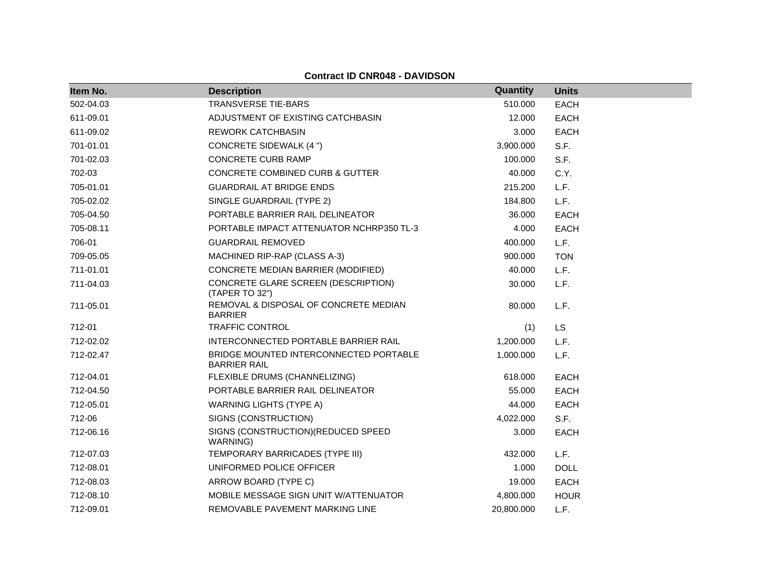**Contract ID CNR048 - DAVIDSON**

| Item No. | Description | Quantity | Units |
|---|---|---|---|
| 502-04.03 | TRANSVERSE TIE-BARS | 510.000 | EACH |
| 611-09.01 | ADJUSTMENT OF EXISTING CATCHBASIN | 12.000 | EACH |
| 611-09.02 | REWORK CATCHBASIN | 3.000 | EACH |
| 701-01.01 | CONCRETE SIDEWALK (4 ") | 3,900.000 | S.F. |
| 701-02.03 | CONCRETE CURB RAMP | 100.000 | S.F. |
| 702-03 | CONCRETE COMBINED CURB & GUTTER | 40.000 | C.Y. |
| 705-01.01 | GUARDRAIL AT BRIDGE ENDS | 215.200 | L.F. |
| 705-02.02 | SINGLE GUARDRAIL (TYPE 2) | 184.800 | L.F. |
| 705-04.50 | PORTABLE BARRIER RAIL DELINEATOR | 36.000 | EACH |
| 705-08.11 | PORTABLE IMPACT ATTENUATOR NCHRP350 TL-3 | 4.000 | EACH |
| 706-01 | GUARDRAIL REMOVED | 400.000 | L.F. |
| 709-05.05 | MACHINED RIP-RAP (CLASS A-3) | 900.000 | TON |
| 711-01.01 | CONCRETE MEDIAN BARRIER (MODIFIED) | 40.000 | L.F. |
| 711-04.03 | CONCRETE GLARE SCREEN (DESCRIPTION) (TAPER TO 32") | 30.000 | L.F. |
| 711-05.01 | REMOVAL & DISPOSAL OF CONCRETE MEDIAN BARRIER | 80.000 | L.F. |
| 712-01 | TRAFFIC CONTROL | (1) | LS |
| 712-02.02 | INTERCONNECTED PORTABLE BARRIER RAIL | 1,200.000 | L.F. |
| 712-02.47 | BRIDGE MOUNTED INTERCONNECTED PORTABLE BARRIER RAIL | 1,000.000 | L.F. |
| 712-04.01 | FLEXIBLE DRUMS (CHANNELIZING) | 618.000 | EACH |
| 712-04.50 | PORTABLE BARRIER RAIL DELINEATOR | 55.000 | EACH |
| 712-05.01 | WARNING LIGHTS (TYPE A) | 44.000 | EACH |
| 712-06 | SIGNS (CONSTRUCTION) | 4,022.000 | S.F. |
| 712-06.16 | SIGNS (CONSTRUCTION)(REDUCED SPEED WARNING) | 3.000 | EACH |
| 712-07.03 | TEMPORARY BARRICADES (TYPE III) | 432.000 | L.F. |
| 712-08.01 | UNIFORMED POLICE OFFICER | 1.000 | DOLL |
| 712-08.03 | ARROW BOARD (TYPE C) | 19.000 | EACH |
| 712-08.10 | MOBILE MESSAGE SIGN UNIT W/ATTENUATOR | 4,800.000 | HOUR |
| 712-09.01 | REMOVABLE PAVEMENT MARKING LINE | 20,800.000 | L.F. |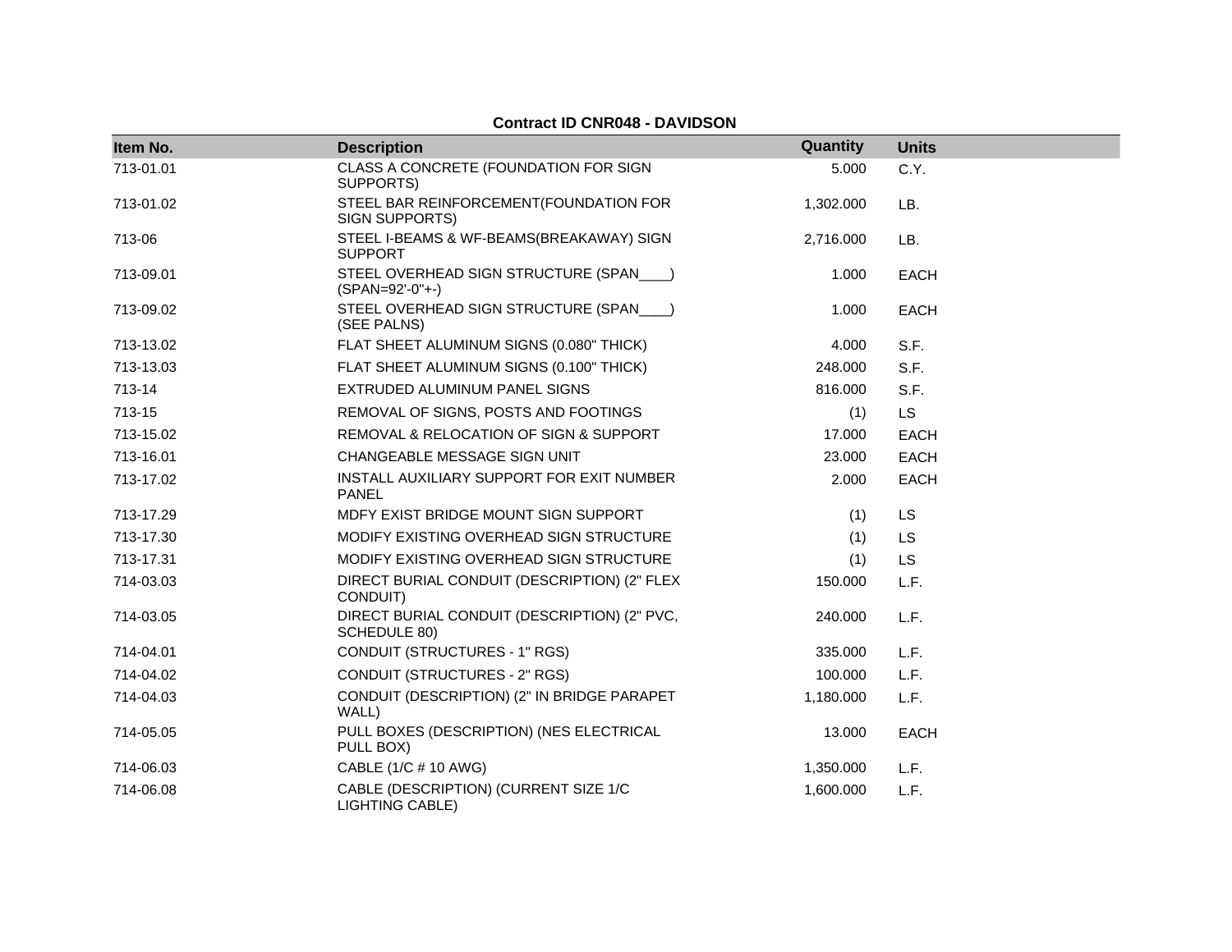**Contract ID CNR048 - DAVIDSON**

| Item No. | Description | Quantity | Units |
|---|---|---|---|
| 713-01.01 | CLASS A CONCRETE (FOUNDATION FOR SIGN SUPPORTS) | 5.000 | C.Y. |
| 713-01.02 | STEEL BAR REINFORCEMENT(FOUNDATION FOR SIGN SUPPORTS) | 1,302.000 | LB. |
| 713-06 | STEEL I-BEAMS & WF-BEAMS(BREAKAWAY) SIGN SUPPORT | 2,716.000 | LB. |
| 713-09.01 | STEEL OVERHEAD SIGN STRUCTURE (SPAN____) (SPAN=92'-0"+-) | 1.000 | EACH |
| 713-09.02 | STEEL OVERHEAD SIGN STRUCTURE (SPAN____) (SEE PALNS) | 1.000 | EACH |
| 713-13.02 | FLAT SHEET ALUMINUM SIGNS (0.080" THICK) | 4.000 | S.F. |
| 713-13.03 | FLAT SHEET ALUMINUM SIGNS (0.100" THICK) | 248.000 | S.F. |
| 713-14 | EXTRUDED ALUMINUM PANEL SIGNS | 816.000 | S.F. |
| 713-15 | REMOVAL OF SIGNS, POSTS AND FOOTINGS | (1) | LS |
| 713-15.02 | REMOVAL & RELOCATION OF SIGN & SUPPORT | 17.000 | EACH |
| 713-16.01 | CHANGEABLE MESSAGE SIGN UNIT | 23.000 | EACH |
| 713-17.02 | INSTALL AUXILIARY SUPPORT FOR EXIT NUMBER PANEL | 2.000 | EACH |
| 713-17.29 | MDFY EXIST BRIDGE MOUNT SIGN SUPPORT | (1) | LS |
| 713-17.30 | MODIFY EXISTING OVERHEAD SIGN STRUCTURE | (1) | LS |
| 713-17.31 | MODIFY EXISTING OVERHEAD SIGN STRUCTURE | (1) | LS |
| 714-03.03 | DIRECT BURIAL CONDUIT (DESCRIPTION) (2" FLEX CONDUIT) | 150.000 | L.F. |
| 714-03.05 | DIRECT BURIAL CONDUIT (DESCRIPTION) (2" PVC, SCHEDULE 80) | 240.000 | L.F. |
| 714-04.01 | CONDUIT (STRUCTURES - 1" RGS) | 335.000 | L.F. |
| 714-04.02 | CONDUIT (STRUCTURES - 2" RGS) | 100.000 | L.F. |
| 714-04.03 | CONDUIT (DESCRIPTION) (2" IN BRIDGE PARAPET WALL) | 1,180.000 | L.F. |
| 714-05.05 | PULL BOXES (DESCRIPTION) (NES ELECTRICAL PULL BOX) | 13.000 | EACH |
| 714-06.03 | CABLE (1/C # 10 AWG) | 1,350.000 | L.F. |
| 714-06.08 | CABLE (DESCRIPTION) (CURRENT SIZE 1/C LIGHTING CABLE) | 1,600.000 | L.F. |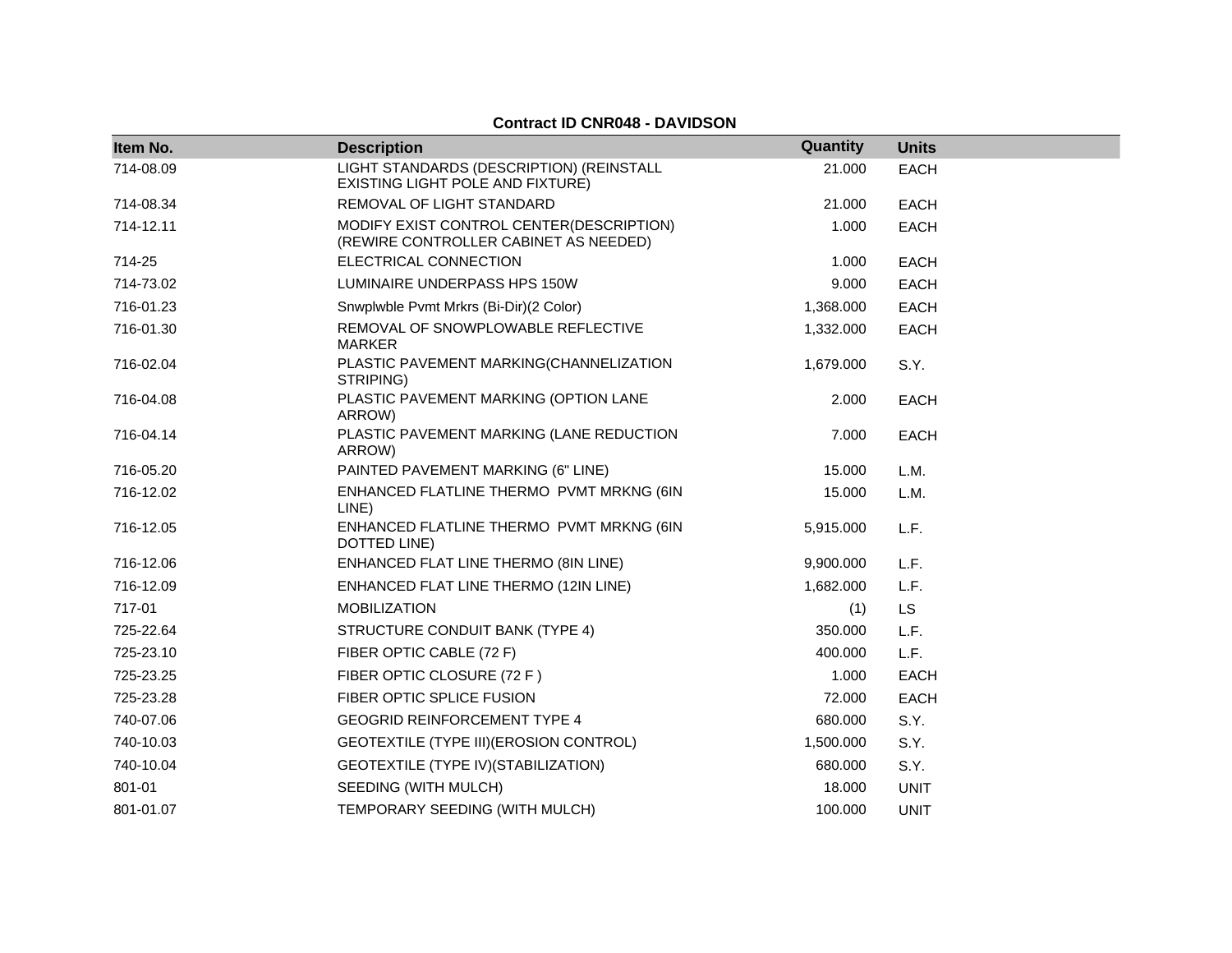**Contract ID CNR048 - DAVIDSON**

| Item No. | Description | Quantity | Units |
|---|---|---|---|
| 714-08.09 | LIGHT STANDARDS (DESCRIPTION) (REINSTALL EXISTING LIGHT POLE AND FIXTURE) | 21.000 | EACH |
| 714-08.34 | REMOVAL OF LIGHT STANDARD | 21.000 | EACH |
| 714-12.11 | MODIFY EXIST CONTROL CENTER(DESCRIPTION) (REWIRE CONTROLLER CABINET AS NEEDED) | 1.000 | EACH |
| 714-25 | ELECTRICAL CONNECTION | 1.000 | EACH |
| 714-73.02 | LUMINAIRE UNDERPASS HPS 150W | 9.000 | EACH |
| 716-01.23 | Snwplwble Pvmt Mrkrs (Bi-Dir)(2 Color) | 1,368.000 | EACH |
| 716-01.30 | REMOVAL OF SNOWPLOWABLE REFLECTIVE MARKER | 1,332.000 | EACH |
| 716-02.04 | PLASTIC PAVEMENT MARKING(CHANNELIZATION STRIPING) | 1,679.000 | S.Y. |
| 716-04.08 | PLASTIC PAVEMENT MARKING (OPTION LANE ARROW) | 2.000 | EACH |
| 716-04.14 | PLASTIC PAVEMENT MARKING (LANE REDUCTION ARROW) | 7.000 | EACH |
| 716-05.20 | PAINTED PAVEMENT MARKING (6" LINE) | 15.000 | L.M. |
| 716-12.02 | ENHANCED FLATLINE THERMO PVMT MRKNG (6IN LINE) | 15.000 | L.M. |
| 716-12.05 | ENHANCED FLATLINE THERMO PVMT MRKNG (6IN DOTTED LINE) | 5,915.000 | L.F. |
| 716-12.06 | ENHANCED FLAT LINE THERMO (8IN LINE) | 9,900.000 | L.F. |
| 716-12.09 | ENHANCED FLAT LINE THERMO (12IN LINE) | 1,682.000 | L.F. |
| 717-01 | MOBILIZATION | (1) | LS |
| 725-22.64 | STRUCTURE CONDUIT BANK (TYPE 4) | 350.000 | L.F. |
| 725-23.10 | FIBER OPTIC CABLE (72 F) | 400.000 | L.F. |
| 725-23.25 | FIBER OPTIC CLOSURE (72 F ) | 1.000 | EACH |
| 725-23.28 | FIBER OPTIC SPLICE FUSION | 72.000 | EACH |
| 740-07.06 | GEOGRID REINFORCEMENT TYPE 4 | 680.000 | S.Y. |
| 740-10.03 | GEOTEXTILE (TYPE III)(EROSION CONTROL) | 1,500.000 | S.Y. |
| 740-10.04 | GEOTEXTILE (TYPE IV)(STABILIZATION) | 680.000 | S.Y. |
| 801-01 | SEEDING (WITH MULCH) | 18.000 | UNIT |
| 801-01.07 | TEMPORARY SEEDING (WITH MULCH) | 100.000 | UNIT |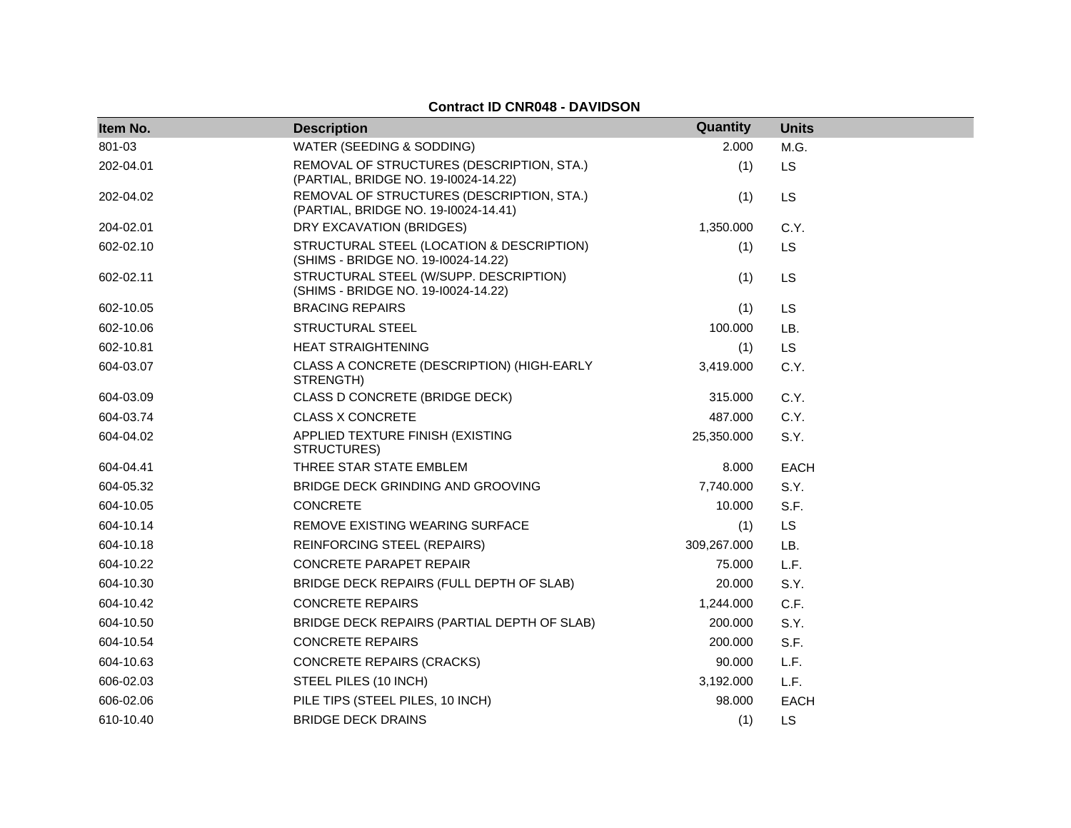**Contract ID CNR048 - DAVIDSON**

| Item No. | Description | Quantity | Units |
|---|---|---|---|
| 801-03 | WATER (SEEDING & SODDING) | 2.000 | M.G. |
| 202-04.01 | REMOVAL OF STRUCTURES (DESCRIPTION, STA.) (PARTIAL, BRIDGE NO. 19-I0024-14.22) | (1) | LS |
| 202-04.02 | REMOVAL OF STRUCTURES (DESCRIPTION, STA.) (PARTIAL, BRIDGE NO. 19-I0024-14.41) | (1) | LS |
| 204-02.01 | DRY EXCAVATION (BRIDGES) | 1,350.000 | C.Y. |
| 602-02.10 | STRUCTURAL STEEL (LOCATION & DESCRIPTION) (SHIMS - BRIDGE NO. 19-I0024-14.22) | (1) | LS |
| 602-02.11 | STRUCTURAL STEEL (W/SUPP. DESCRIPTION) (SHIMS - BRIDGE NO. 19-I0024-14.22) | (1) | LS |
| 602-10.05 | BRACING REPAIRS | (1) | LS |
| 602-10.06 | STRUCTURAL STEEL | 100.000 | LB. |
| 602-10.81 | HEAT STRAIGHTENING | (1) | LS |
| 604-03.07 | CLASS A CONCRETE (DESCRIPTION) (HIGH-EARLY STRENGTH) | 3,419.000 | C.Y. |
| 604-03.09 | CLASS D CONCRETE (BRIDGE DECK) | 315.000 | C.Y. |
| 604-03.74 | CLASS X CONCRETE | 487.000 | C.Y. |
| 604-04.02 | APPLIED TEXTURE FINISH (EXISTING STRUCTURES) | 25,350.000 | S.Y. |
| 604-04.41 | THREE STAR STATE EMBLEM | 8.000 | EACH |
| 604-05.32 | BRIDGE DECK GRINDING AND GROOVING | 7,740.000 | S.Y. |
| 604-10.05 | CONCRETE | 10.000 | S.F. |
| 604-10.14 | REMOVE EXISTING WEARING SURFACE | (1) | LS |
| 604-10.18 | REINFORCING STEEL (REPAIRS) | 309,267.000 | LB. |
| 604-10.22 | CONCRETE PARAPET REPAIR | 75.000 | L.F. |
| 604-10.30 | BRIDGE DECK REPAIRS (FULL DEPTH OF SLAB) | 20.000 | S.Y. |
| 604-10.42 | CONCRETE REPAIRS | 1,244.000 | C.F. |
| 604-10.50 | BRIDGE DECK REPAIRS (PARTIAL DEPTH OF SLAB) | 200.000 | S.Y. |
| 604-10.54 | CONCRETE REPAIRS | 200.000 | S.F. |
| 604-10.63 | CONCRETE REPAIRS (CRACKS) | 90.000 | L.F. |
| 606-02.03 | STEEL PILES (10 INCH) | 3,192.000 | L.F. |
| 606-02.06 | PILE TIPS (STEEL PILES, 10 INCH) | 98.000 | EACH |
| 610-10.40 | BRIDGE DECK DRAINS | (1) | LS |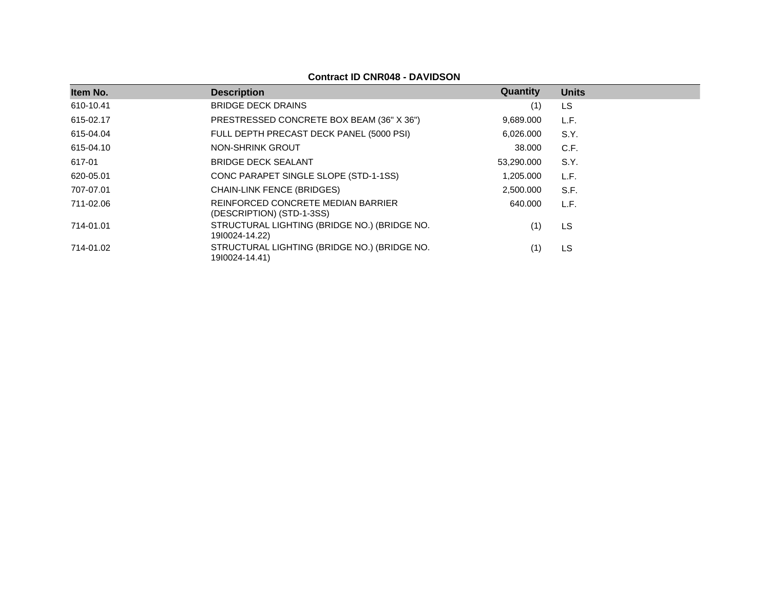**Contract ID CNR048 - DAVIDSON**

| Item No. | Description | Quantity | Units |
| --- | --- | --- | --- |
| 610-10.41 | BRIDGE DECK DRAINS | (1) | LS |
| 615-02.17 | PRESTRESSED CONCRETE BOX BEAM (36" X 36") | 9,689.000 | L.F. |
| 615-04.04 | FULL DEPTH PRECAST DECK PANEL (5000 PSI) | 6,026.000 | S.Y. |
| 615-04.10 | NON-SHRINK GROUT | 38.000 | C.F. |
| 617-01 | BRIDGE DECK SEALANT | 53,290.000 | S.Y. |
| 620-05.01 | CONC PARAPET SINGLE SLOPE (STD-1-1SS) | 1,205.000 | L.F. |
| 707-07.01 | CHAIN-LINK FENCE (BRIDGES) | 2,500.000 | S.F. |
| 711-02.06 | REINFORCED CONCRETE MEDIAN BARRIER (DESCRIPTION) (STD-1-3SS) | 640.000 | L.F. |
| 714-01.01 | STRUCTURAL LIGHTING (BRIDGE NO.) (BRIDGE NO. 19I0024-14.22) | (1) | LS |
| 714-01.02 | STRUCTURAL LIGHTING (BRIDGE NO.) (BRIDGE NO. 19I0024-14.41) | (1) | LS |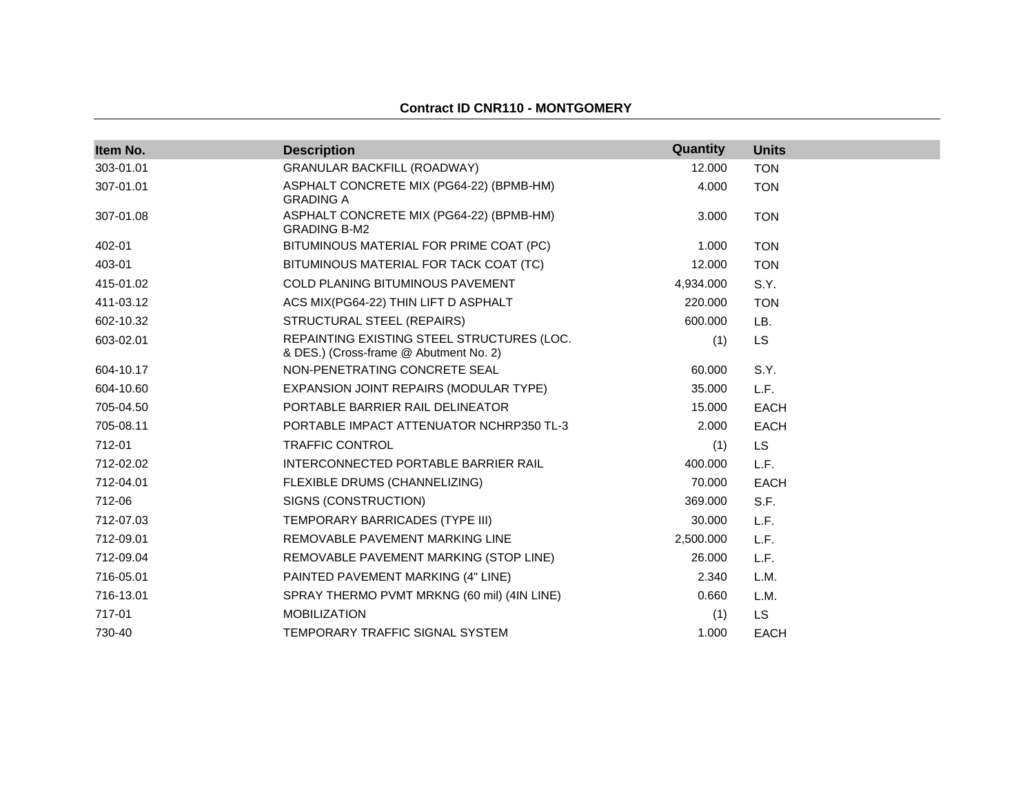**Contract ID CNR110 - MONTGOMERY**

| Item No. | Description | Quantity | Units |
|---|---|---|---|
| 303-01.01 | GRANULAR BACKFILL (ROADWAY) | 12.000 | TON |
| 307-01.01 | ASPHALT CONCRETE MIX (PG64-22) (BPMB-HM) GRADING A | 4.000 | TON |
| 307-01.08 | ASPHALT CONCRETE MIX (PG64-22) (BPMB-HM) GRADING B-M2 | 3.000 | TON |
| 402-01 | BITUMINOUS MATERIAL FOR PRIME COAT (PC) | 1.000 | TON |
| 403-01 | BITUMINOUS MATERIAL FOR TACK COAT (TC) | 12.000 | TON |
| 415-01.02 | COLD PLANING BITUMINOUS PAVEMENT | 4,934.000 | S.Y. |
| 411-03.12 | ACS MIX(PG64-22) THIN LIFT D ASPHALT | 220.000 | TON |
| 602-10.32 | STRUCTURAL STEEL (REPAIRS) | 600.000 | LB. |
| 603-02.01 | REPAINTING EXISTING STEEL STRUCTURES (LOC. & DES.) (Cross-frame @ Abutment No. 2) | (1) | LS |
| 604-10.17 | NON-PENETRATING CONCRETE SEAL | 60.000 | S.Y. |
| 604-10.60 | EXPANSION JOINT REPAIRS (MODULAR TYPE) | 35.000 | L.F. |
| 705-04.50 | PORTABLE BARRIER RAIL DELINEATOR | 15.000 | EACH |
| 705-08.11 | PORTABLE IMPACT ATTENUATOR NCHRP350 TL-3 | 2.000 | EACH |
| 712-01 | TRAFFIC CONTROL | (1) | LS |
| 712-02.02 | INTERCONNECTED PORTABLE BARRIER RAIL | 400.000 | L.F. |
| 712-04.01 | FLEXIBLE DRUMS (CHANNELIZING) | 70.000 | EACH |
| 712-06 | SIGNS (CONSTRUCTION) | 369.000 | S.F. |
| 712-07.03 | TEMPORARY BARRICADES (TYPE III) | 30.000 | L.F. |
| 712-09.01 | REMOVABLE PAVEMENT MARKING LINE | 2,500.000 | L.F. |
| 712-09.04 | REMOVABLE PAVEMENT MARKING (STOP LINE) | 26.000 | L.F. |
| 716-05.01 | PAINTED PAVEMENT MARKING (4" LINE) | 2.340 | L.M. |
| 716-13.01 | SPRAY THERMO PVMT MRKNG (60 mil) (4IN LINE) | 0.660 | L.M. |
| 717-01 | MOBILIZATION | (1) | LS |
| 730-40 | TEMPORARY TRAFFIC SIGNAL SYSTEM | 1.000 | EACH |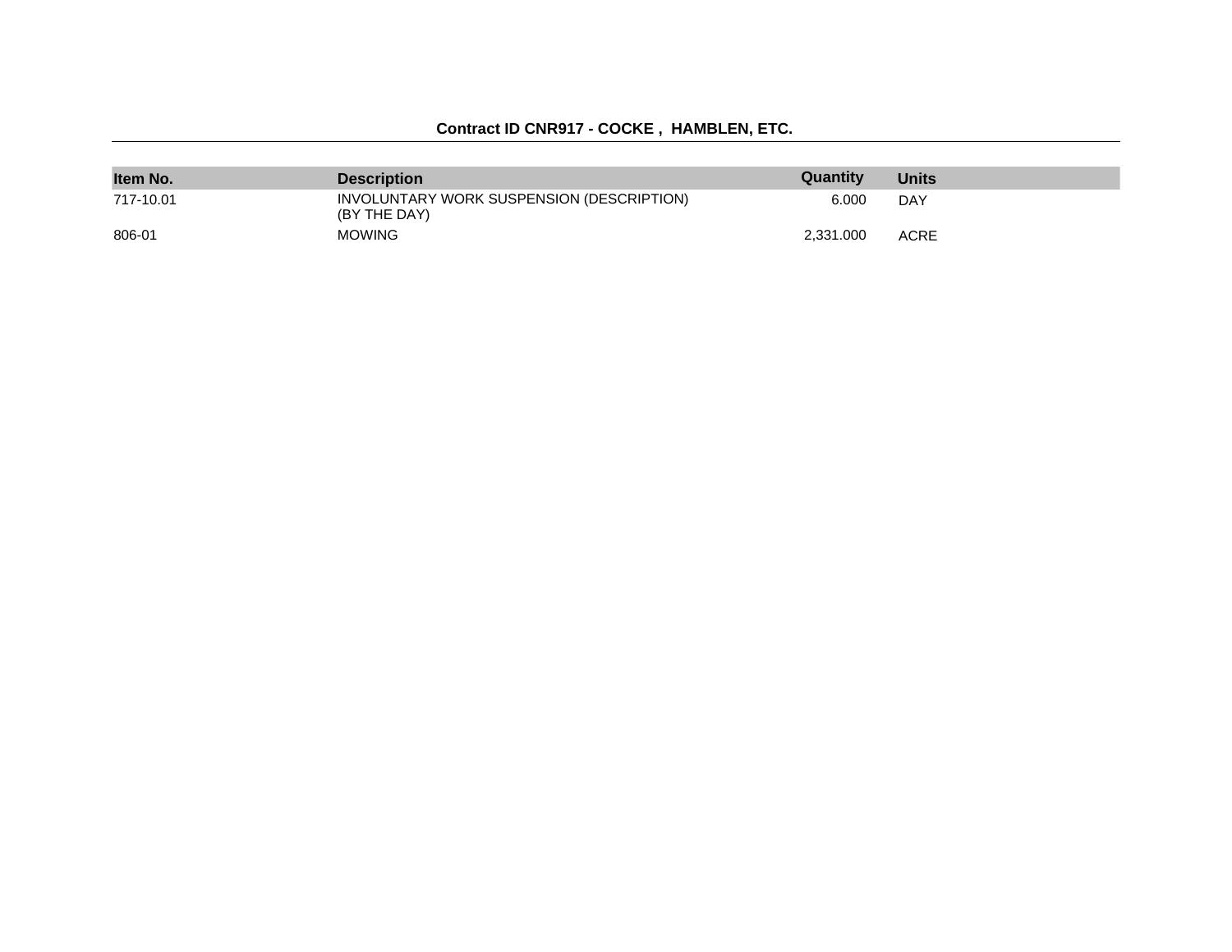**Contract ID CNR917 - COCKE , HAMBLEN, ETC.**

| Item No. | Description | Quantity | Units |
|---|---|---|---|
| 717-10.01 | INVOLUNTARY WORK SUSPENSION (DESCRIPTION) (BY THE DAY) | 6.000 | DAY |
| 806-01 | MOWING | 2,331.000 | ACRE |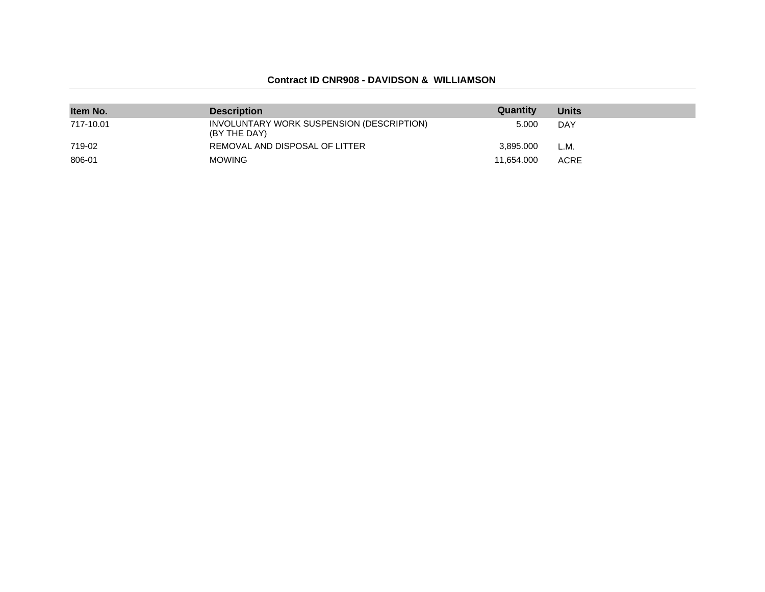**Contract ID CNR908 - DAVIDSON & WILLIAMSON**

| Item No. | Description | Quantity | Units |
|---|---|---|---|
| 717-10.01 | INVOLUNTARY WORK SUSPENSION (DESCRIPTION) (BY THE DAY) | 5.000 | DAY |
| 719-02 | REMOVAL AND DISPOSAL OF LITTER | 3,895.000 | L.M. |
| 806-01 | MOWING | 11,654.000 | ACRE |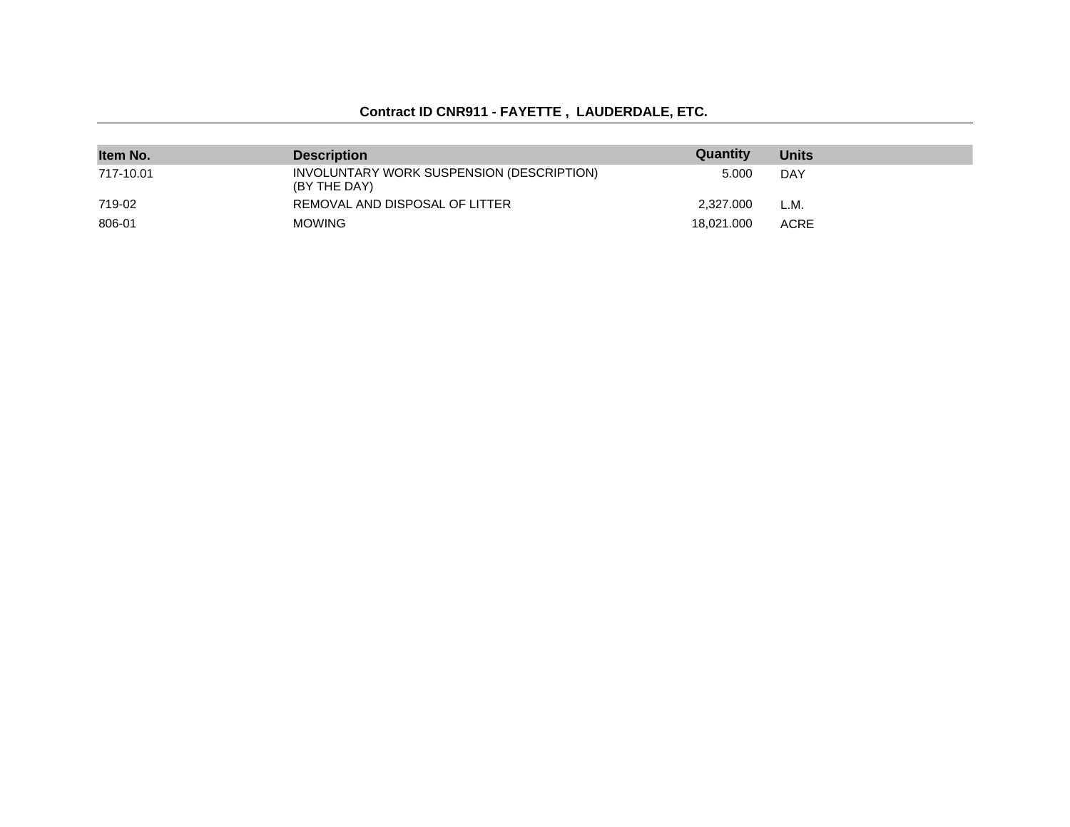**Contract ID CNR911 - FAYETTE , LAUDERDALE, ETC.**

| Item No. | Description | Quantity | Units |
|---|---|---|---|
| 717-10.01 | INVOLUNTARY WORK SUSPENSION (DESCRIPTION) (BY THE DAY) | 5.000 | DAY |
| 719-02 | REMOVAL AND DISPOSAL OF LITTER | 2,327.000 | L.M. |
| 806-01 | MOWING | 18,021.000 | ACRE |